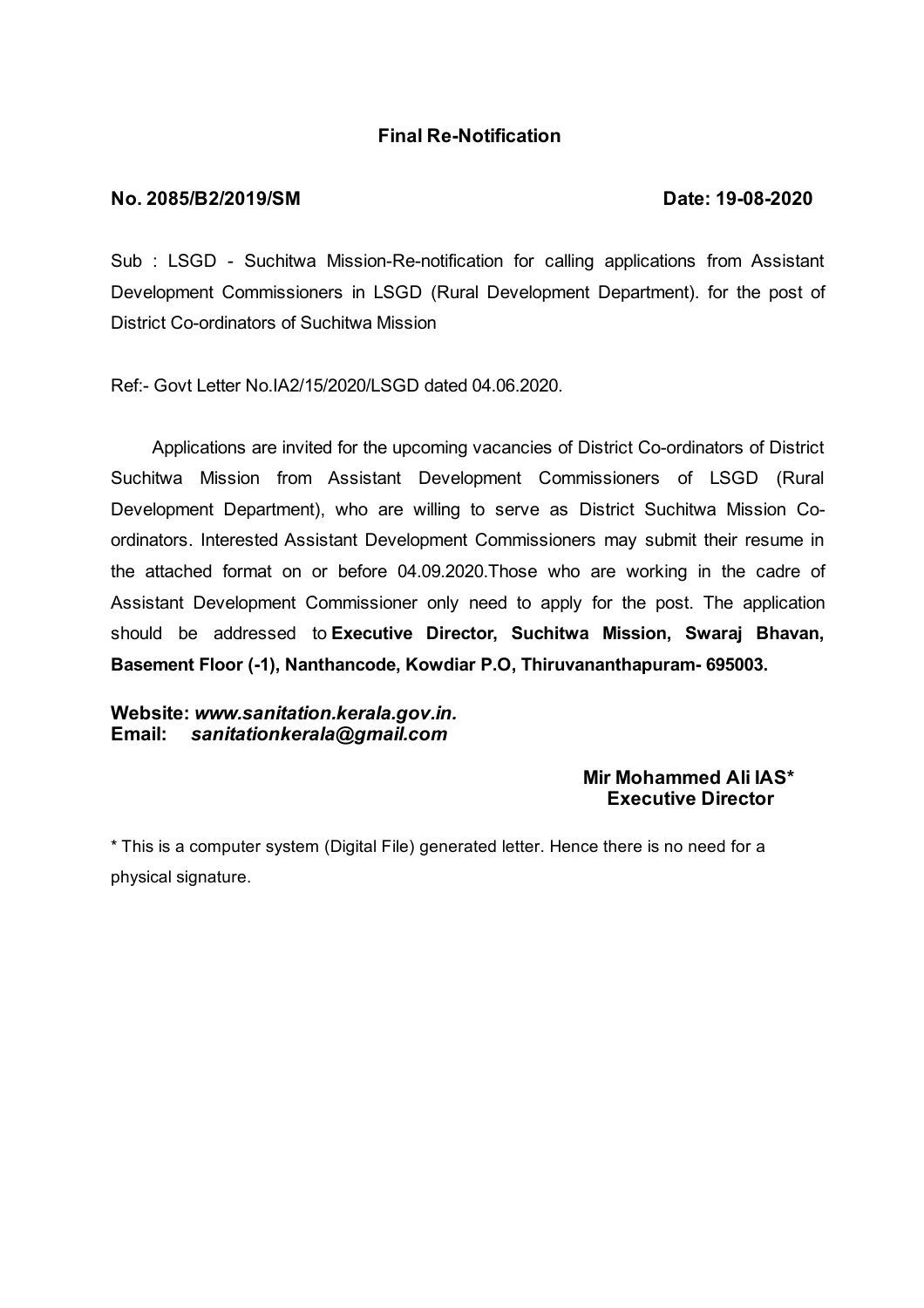## Final Re-Notification

**No. 2085/B2/2019/SM** **Date: 19-08-2020**

Sub : LSGD - Suchitwa Mission-Re-notification for calling applications from Assistant Development Commissioners in LSGD (Rural Development Department). for the post of District Co-ordinators of Suchitwa Mission

Ref:- Govt Letter No.IA2/15/2020/LSGD dated 04.06.2020.

Applications are invited for the upcoming vacancies of District Co-ordinators of District Suchitwa Mission from Assistant Development Commissioners of LSGD (Rural Development Department), who are willing to serve as District Suchitwa Mission Co-ordinators. Interested Assistant Development Commissioners may submit their resume in the attached format on or before 04.09.2020.Those who are working in the cadre of Assistant Development Commissioner only need to apply for the post. The application should be addressed to **Executive Director, Suchitwa Mission, Swaraj Bhavan, Basement Floor (-1), Nanthancode, Kowdiar P.O, Thiruvananthapuram- 695003.**

**Website:** ***www.sanitation.kerala.gov.in.***
**Email:** ***sanitationkerala@gmail.com***

**Mir Mohammed Ali IAS***
**Executive Director**

* This is a computer system (Digital File) generated letter. Hence there is no need for a physical signature.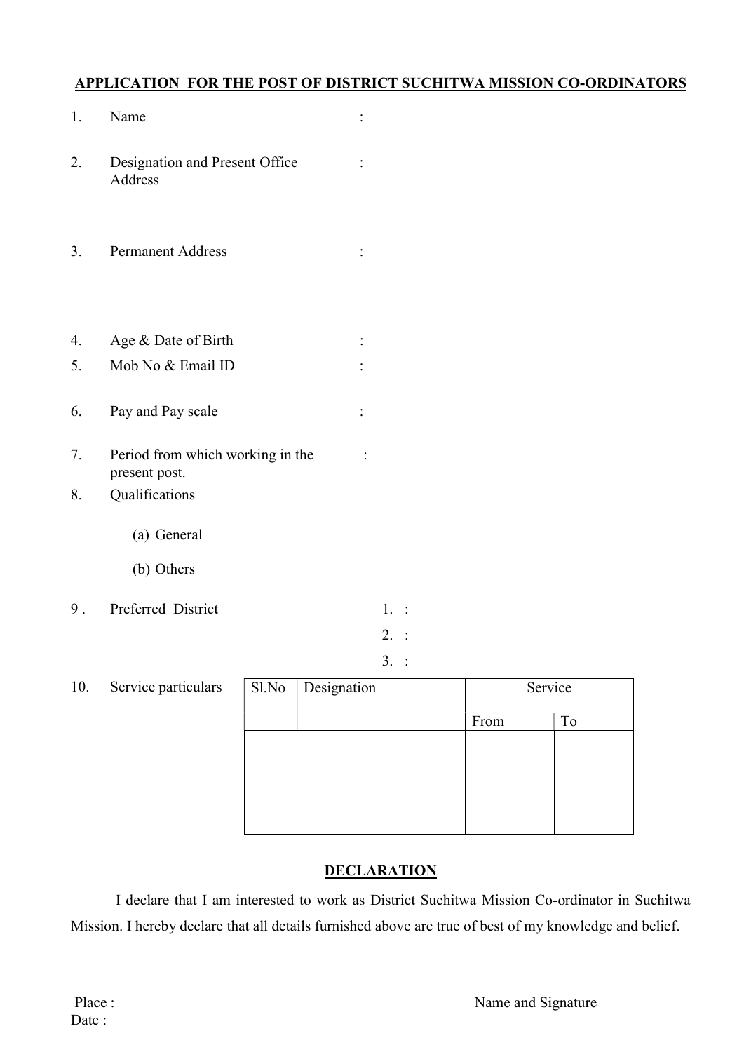## APPLICATION FOR THE POST OF DISTRICT SUCHITWA MISSION CO-ORDINATORS

1. Name :

2. Designation and Present Office Address :

3. Permanent Address :

4. Age & Date of Birth :

5. Mob No & Email ID :

6. Pay and Pay scale :

7. Period from which working in the present post. :

8. Qualifications

   (a) General

   (b) Others

9. Preferred District
   1. :
   2. :
   3. :

10. Service particulars

| Sl.No | Designation | Service | |
|---|---|---|---|
| | | From | To |
| | | | |

## DECLARATION

I declare that I am interested to work as District Suchitwa Mission Co-ordinator in Suchitwa Mission. I hereby declare that all details furnished above are true of best of my knowledge and belief.

Place :

Date :

Name and Signature